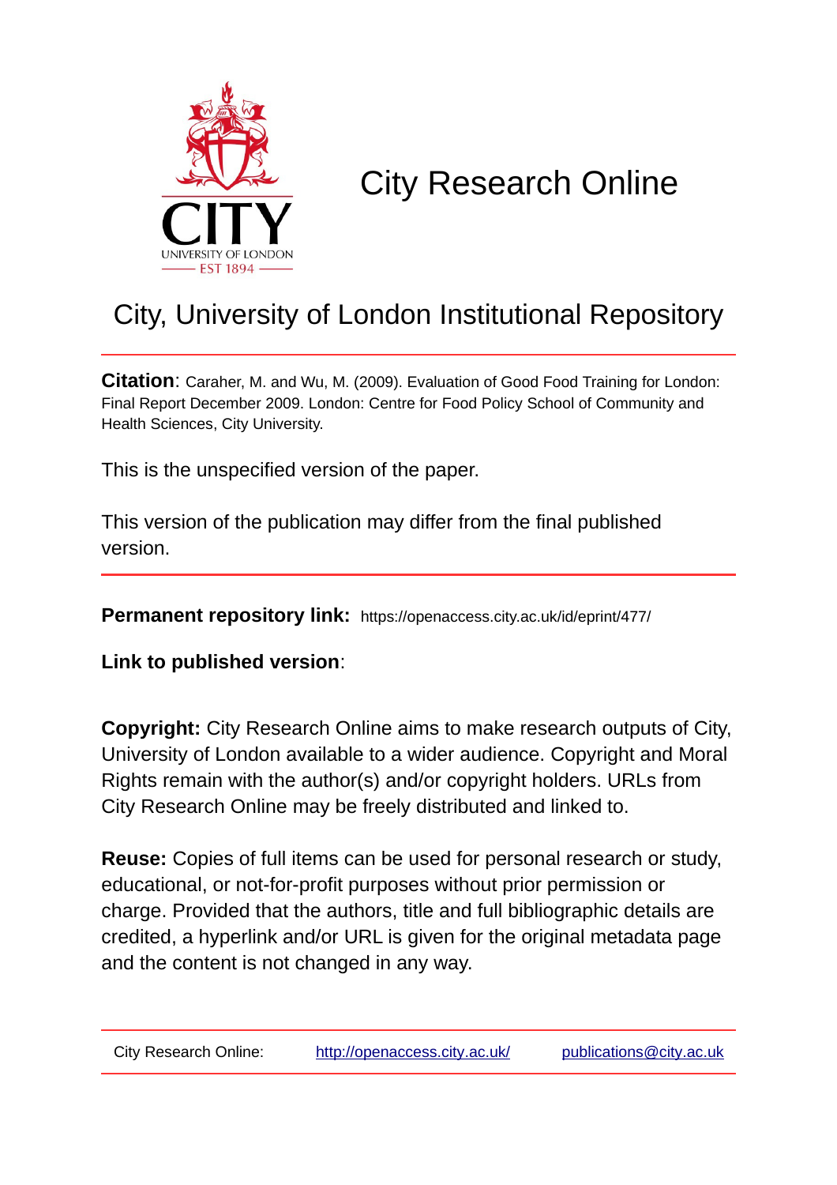# City Research Online

## City, University of London Institutional Repository

**Citation**: Caraher, M. and Wu, M. (2009). Evaluation of Good Food Training for London: Final Report December 2009. London: Centre for Food Policy School of Community and Health Sciences, City University.

This is the unspecified version of the paper.

This version of the publication may differ from the final published version.

**Permanent repository link:** https://openaccess.city.ac.uk/id/eprint/477/

**Link to published version**:

**Copyright:** City Research Online aims to make research outputs of City, University of London available to a wider audience. Copyright and Moral Rights remain with the author(s) and/or copyright holders. URLs from City Research Online may be freely distributed and linked to.

**Reuse:** Copies of full items can be used for personal research or study, educational, or not-for-profit purposes without prior permission or charge. Provided that the authors, title and full bibliographic details are credited, a hyperlink and/or URL is given for the original metadata page and the content is not changed in any way.

City Research Online: http://openaccess.city.ac.uk/ publications@city.ac.uk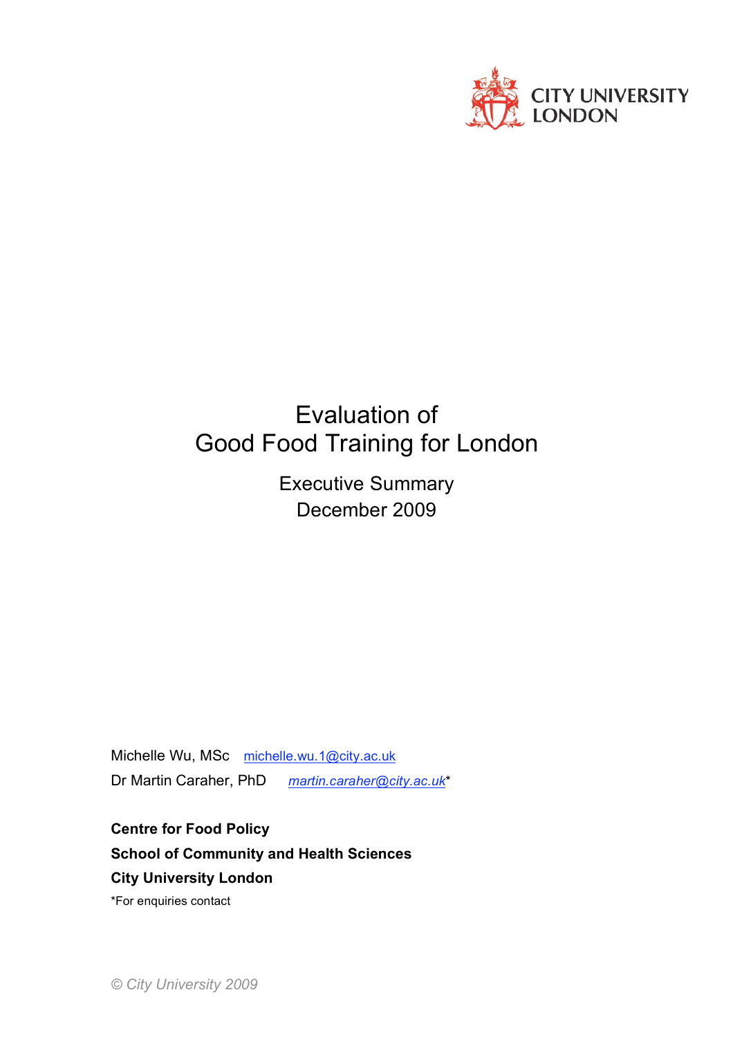CITY UNIVERSITY
LONDON

# Evaluation of Good Food Training for London

## Executive Summary
## December 2009

Michelle Wu, MSc    michelle.wu.1@city.ac.uk

Dr Martin Caraher, PhD    *martin.caraher@city.ac.uk**

**Centre for Food Policy**

**School of Community and Health Sciences**

**City University London**

*For enquiries contact

*© City University 2009*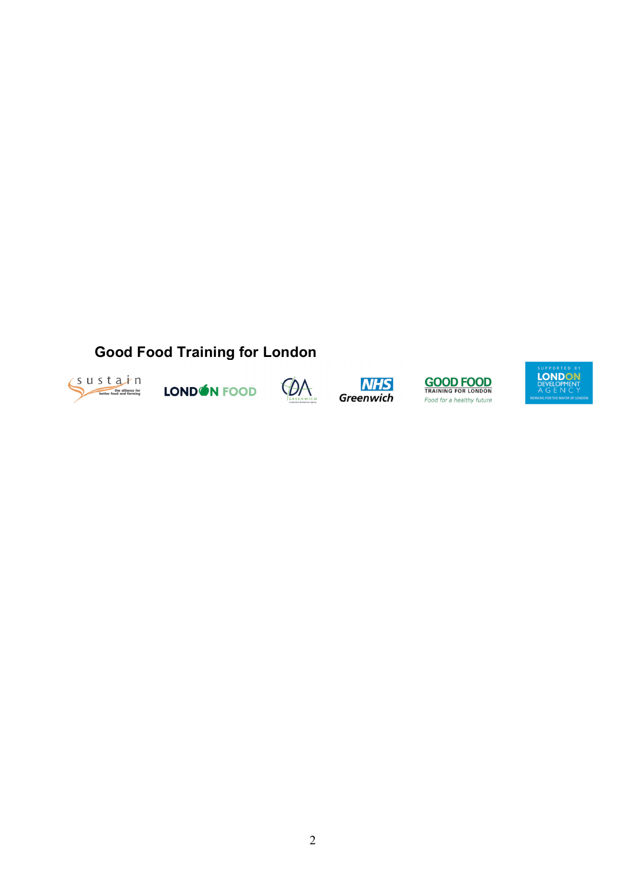**Good Food Training for London**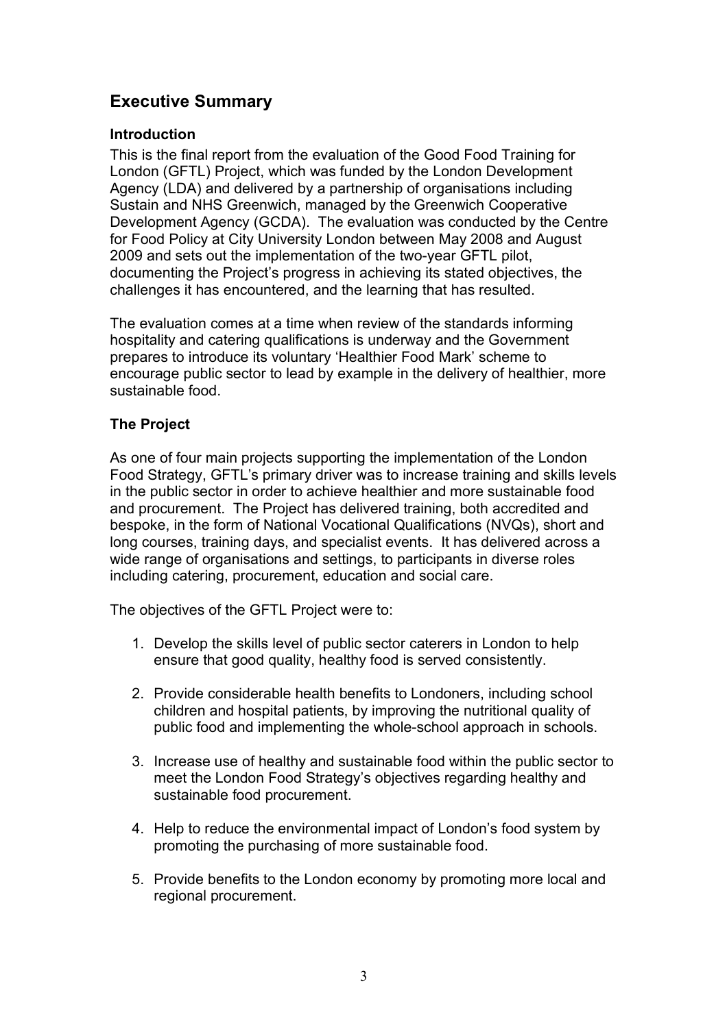## Executive Summary

### Introduction

This is the final report from the evaluation of the Good Food Training for London (GFTL) Project, which was funded by the London Development Agency (LDA) and delivered by a partnership of organisations including Sustain and NHS Greenwich, managed by the Greenwich Cooperative Development Agency (GCDA). The evaluation was conducted by the Centre for Food Policy at City University London between May 2008 and August 2009 and sets out the implementation of the two-year GFTL pilot, documenting the Project's progress in achieving its stated objectives, the challenges it has encountered, and the learning that has resulted.

The evaluation comes at a time when review of the standards informing hospitality and catering qualifications is underway and the Government prepares to introduce its voluntary 'Healthier Food Mark' scheme to encourage public sector to lead by example in the delivery of healthier, more sustainable food.

### The Project

As one of four main projects supporting the implementation of the London Food Strategy, GFTL's primary driver was to increase training and skills levels in the public sector in order to achieve healthier and more sustainable food and procurement. The Project has delivered training, both accredited and bespoke, in the form of National Vocational Qualifications (NVQs), short and long courses, training days, and specialist events. It has delivered across a wide range of organisations and settings, to participants in diverse roles including catering, procurement, education and social care.

The objectives of the GFTL Project were to:

1. Develop the skills level of public sector caterers in London to help ensure that good quality, healthy food is served consistently.

2. Provide considerable health benefits to Londoners, including school children and hospital patients, by improving the nutritional quality of public food and implementing the whole-school approach in schools.

3. Increase use of healthy and sustainable food within the public sector to meet the London Food Strategy's objectives regarding healthy and sustainable food procurement.

4. Help to reduce the environmental impact of London's food system by promoting the purchasing of more sustainable food.

5. Provide benefits to the London economy by promoting more local and regional procurement.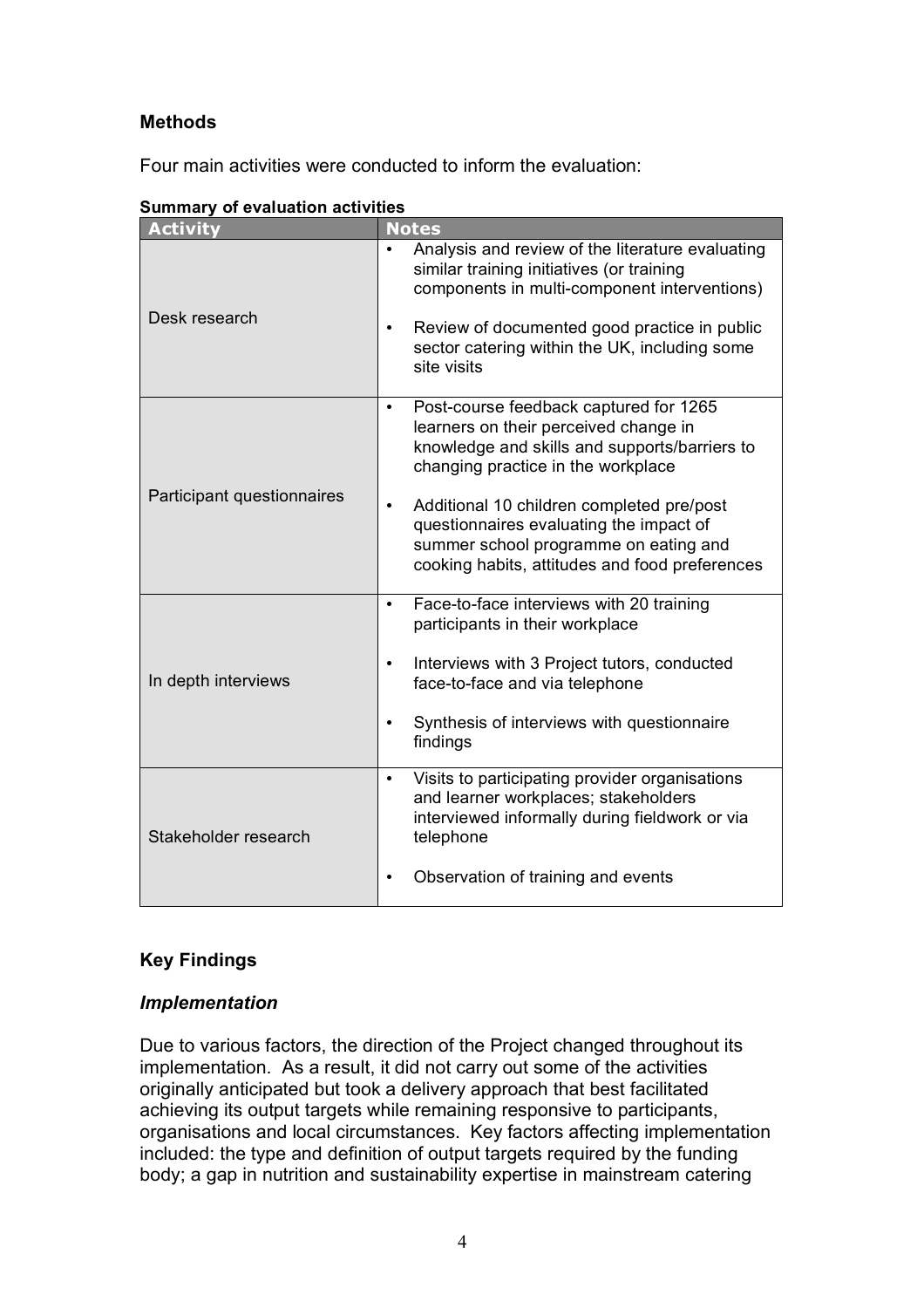## Methods

Four main activities were conducted to inform the evaluation:

**Summary of evaluation activities**

| Activity | Notes |
|---|---|
| Desk research | • Analysis and review of the literature evaluating similar training initiatives (or training components in multi-component interventions)<br>• Review of documented good practice in public sector catering within the UK, including some site visits |
| Participant questionnaires | • Post-course feedback captured for 1265 learners on their perceived change in knowledge and skills and supports/barriers to changing practice in the workplace<br>• Additional 10 children completed pre/post questionnaires evaluating the impact of summer school programme on eating and cooking habits, attitudes and food preferences |
| In depth interviews | • Face-to-face interviews with 20 training participants in their workplace<br>• Interviews with 3 Project tutors, conducted face-to-face and via telephone<br>• Synthesis of interviews with questionnaire findings |
| Stakeholder research | • Visits to participating provider organisations and learner workplaces; stakeholders interviewed informally during fieldwork or via telephone<br>• Observation of training and events |

## Key Findings

### *Implementation*

Due to various factors, the direction of the Project changed throughout its implementation. As a result, it did not carry out some of the activities originally anticipated but took a delivery approach that best facilitated achieving its output targets while remaining responsive to participants, organisations and local circumstances. Key factors affecting implementation included: the type and definition of output targets required by the funding body; a gap in nutrition and sustainability expertise in mainstream catering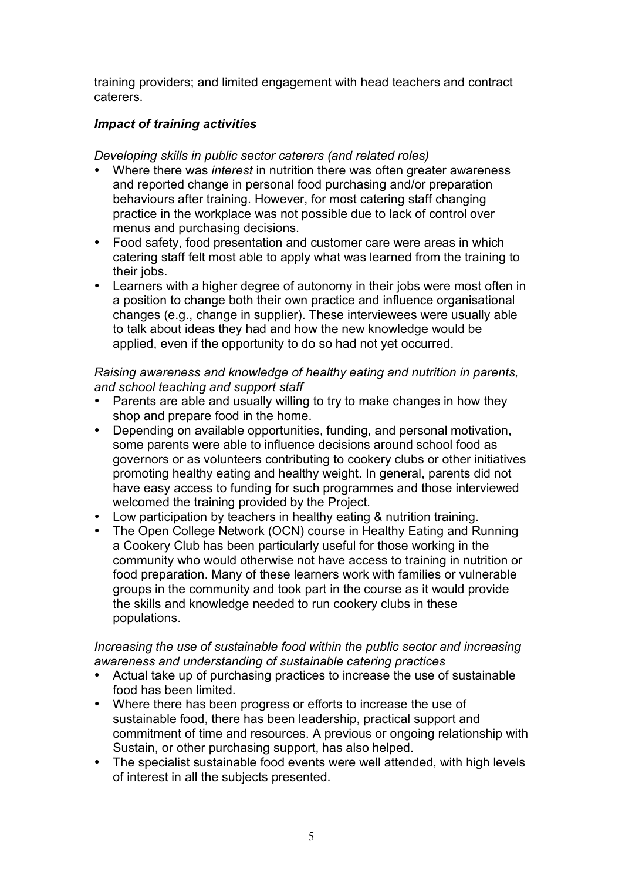training providers; and limited engagement with head teachers and contract caterers.

### *Impact of training activities*

*Developing skills in public sector caterers (and related roles)*

- Where there was *interest* in nutrition there was often greater awareness and reported change in personal food purchasing and/or preparation behaviours after training. However, for most catering staff changing practice in the workplace was not possible due to lack of control over menus and purchasing decisions.
- Food safety, food presentation and customer care were areas in which catering staff felt most able to apply what was learned from the training to their jobs.
- Learners with a higher degree of autonomy in their jobs were most often in a position to change both their own practice and influence organisational changes (e.g., change in supplier). These interviewees were usually able to talk about ideas they had and how the new knowledge would be applied, even if the opportunity to do so had not yet occurred.

*Raising awareness and knowledge of healthy eating and nutrition in parents, and school teaching and support staff*

- Parents are able and usually willing to try to make changes in how they shop and prepare food in the home.
- Depending on available opportunities, funding, and personal motivation, some parents were able to influence decisions around school food as governors or as volunteers contributing to cookery clubs or other initiatives promoting healthy eating and healthy weight. In general, parents did not have easy access to funding for such programmes and those interviewed welcomed the training provided by the Project.
- Low participation by teachers in healthy eating & nutrition training.
- The Open College Network (OCN) course in Healthy Eating and Running a Cookery Club has been particularly useful for those working in the community who would otherwise not have access to training in nutrition or food preparation. Many of these learners work with families or vulnerable groups in the community and took part in the course as it would provide the skills and knowledge needed to run cookery clubs in these populations.

*Increasing the use of sustainable food within the public sector <u>and</u> increasing awareness and understanding of sustainable catering practices*

- Actual take up of purchasing practices to increase the use of sustainable food has been limited.
- Where there has been progress or efforts to increase the use of sustainable food, there has been leadership, practical support and commitment of time and resources. A previous or ongoing relationship with Sustain, or other purchasing support, has also helped.
- The specialist sustainable food events were well attended, with high levels of interest in all the subjects presented.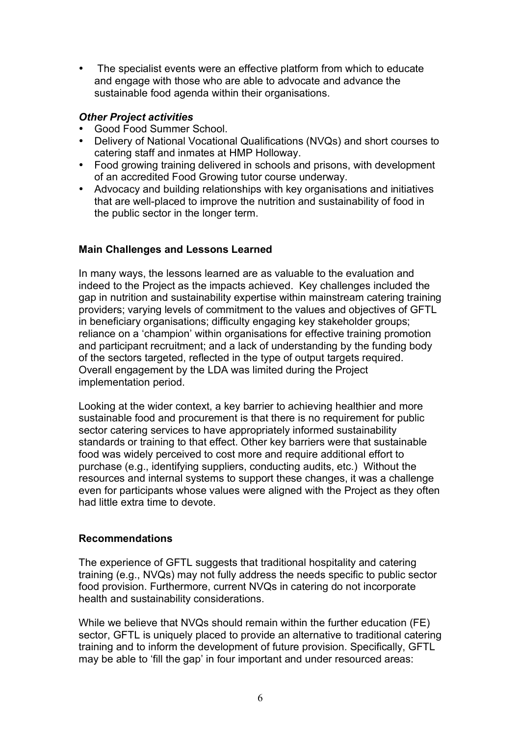- The specialist events were an effective platform from which to educate and engage with those who are able to advocate and advance the sustainable food agenda within their organisations.

***Other Project activities***

- Good Food Summer School.
- Delivery of National Vocational Qualifications (NVQs) and short courses to catering staff and inmates at HMP Holloway.
- Food growing training delivered in schools and prisons, with development of an accredited Food Growing tutor course underway.
- Advocacy and building relationships with key organisations and initiatives that are well-placed to improve the nutrition and sustainability of food in the public sector in the longer term.

**Main Challenges and Lessons Learned**

In many ways, the lessons learned are as valuable to the evaluation and indeed to the Project as the impacts achieved. Key challenges included the gap in nutrition and sustainability expertise within mainstream catering training providers; varying levels of commitment to the values and objectives of GFTL in beneficiary organisations; difficulty engaging key stakeholder groups; reliance on a 'champion' within organisations for effective training promotion and participant recruitment; and a lack of understanding by the funding body of the sectors targeted, reflected in the type of output targets required. Overall engagement by the LDA was limited during the Project implementation period.

Looking at the wider context, a key barrier to achieving healthier and more sustainable food and procurement is that there is no requirement for public sector catering services to have appropriately informed sustainability standards or training to that effect. Other key barriers were that sustainable food was widely perceived to cost more and require additional effort to purchase (e.g., identifying suppliers, conducting audits, etc.) Without the resources and internal systems to support these changes, it was a challenge even for participants whose values were aligned with the Project as they often had little extra time to devote.

**Recommendations**

The experience of GFTL suggests that traditional hospitality and catering training (e.g., NVQs) may not fully address the needs specific to public sector food provision. Furthermore, current NVQs in catering do not incorporate health and sustainability considerations.

While we believe that NVQs should remain within the further education (FE) sector, GFTL is uniquely placed to provide an alternative to traditional catering training and to inform the development of future provision. Specifically, GFTL may be able to 'fill the gap' in four important and under resourced areas: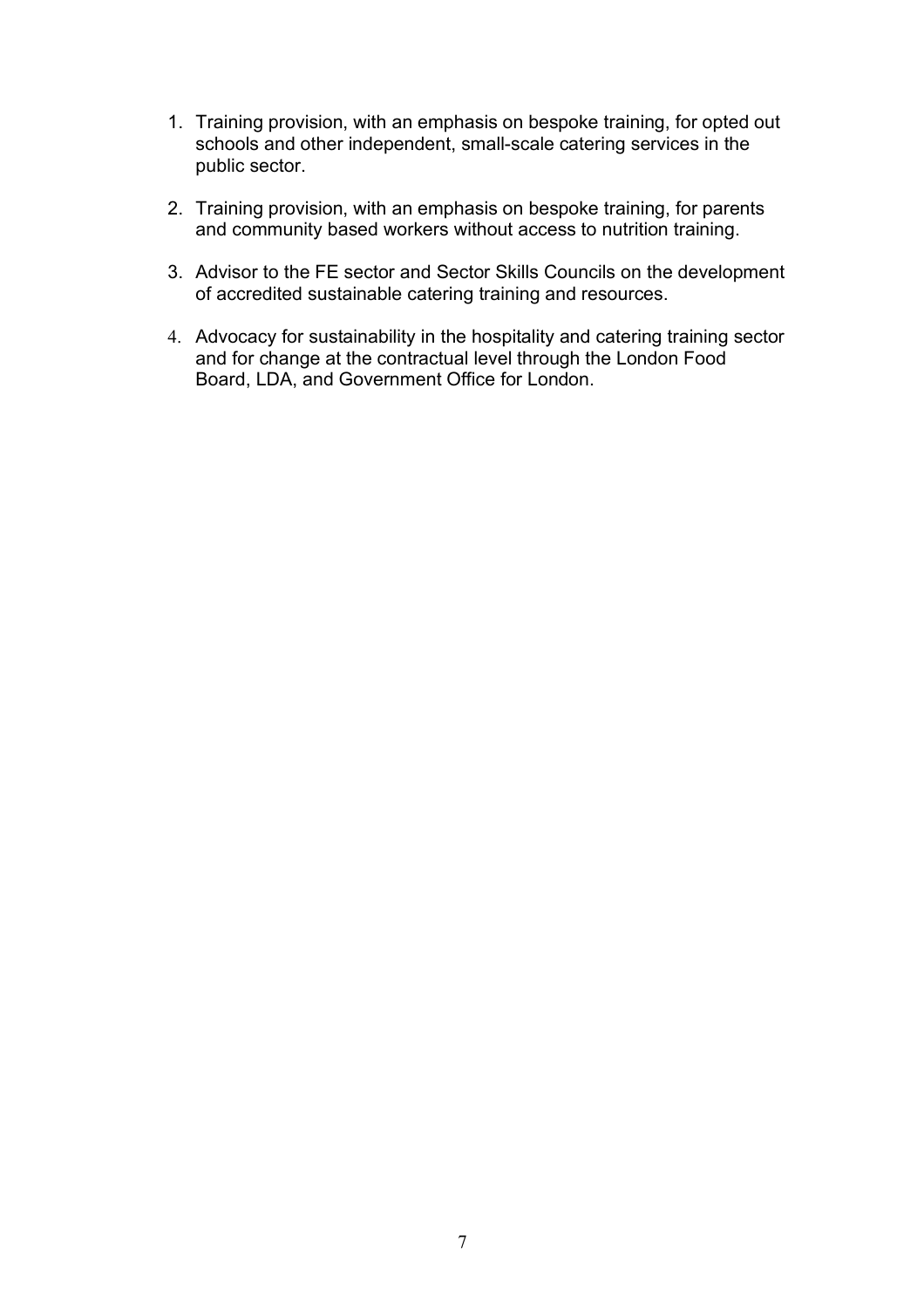1. Training provision, with an emphasis on bespoke training, for opted out schools and other independent, small-scale catering services in the public sector.

2. Training provision, with an emphasis on bespoke training, for parents and community based workers without access to nutrition training.

3. Advisor to the FE sector and Sector Skills Councils on the development of accredited sustainable catering training and resources.

4. Advocacy for sustainability in the hospitality and catering training sector and for change at the contractual level through the London Food Board, LDA, and Government Office for London.